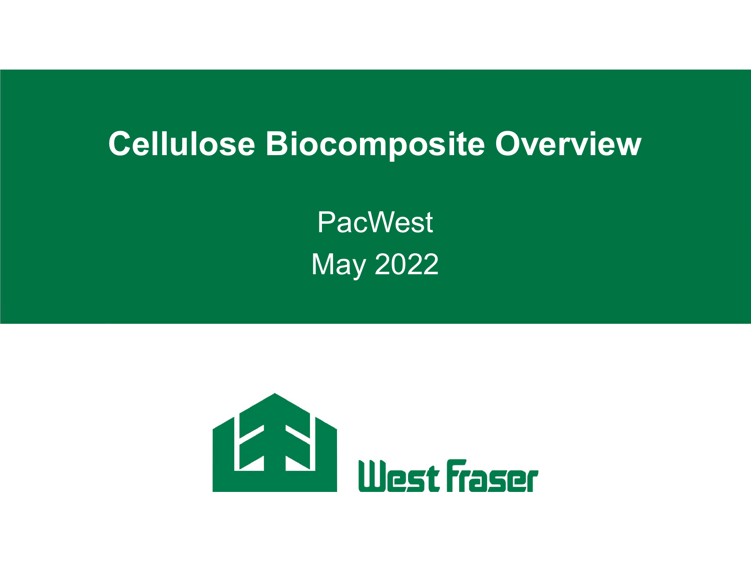# Cellulose Biocomposite Overview

PacWest

May 2022

West Fraser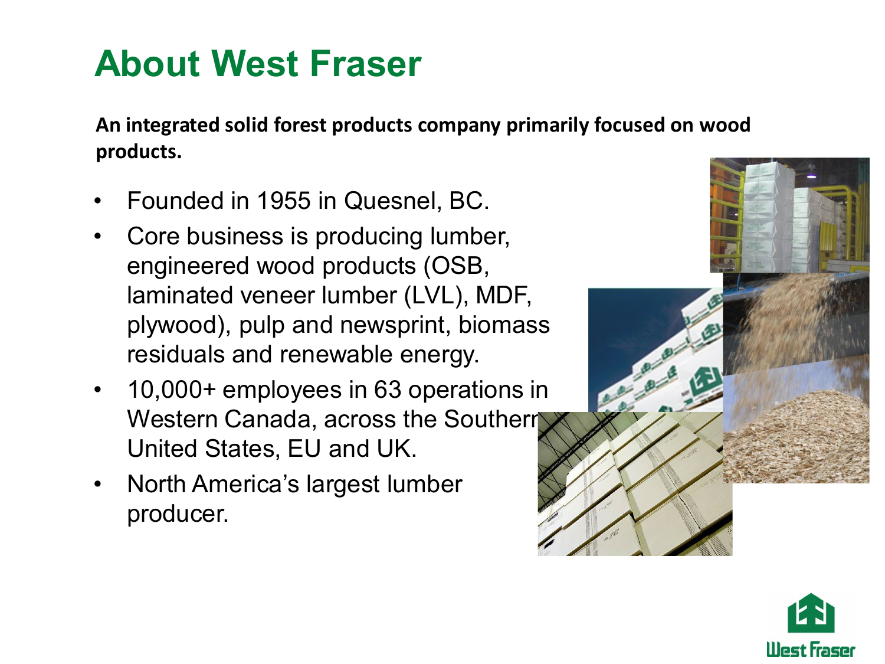# About West Fraser

**An integrated solid forest products company primarily focused on wood products.**

- Founded in 1955 in Quesnel, BC.
- Core business is producing lumber, engineered wood products (OSB, laminated veneer lumber (LVL), MDF, plywood), pulp and newsprint, biomass residuals and renewable energy.
- 10,000+ employees in 63 operations in Western Canada, across the Southern United States, EU and UK.
- North America's largest lumber producer.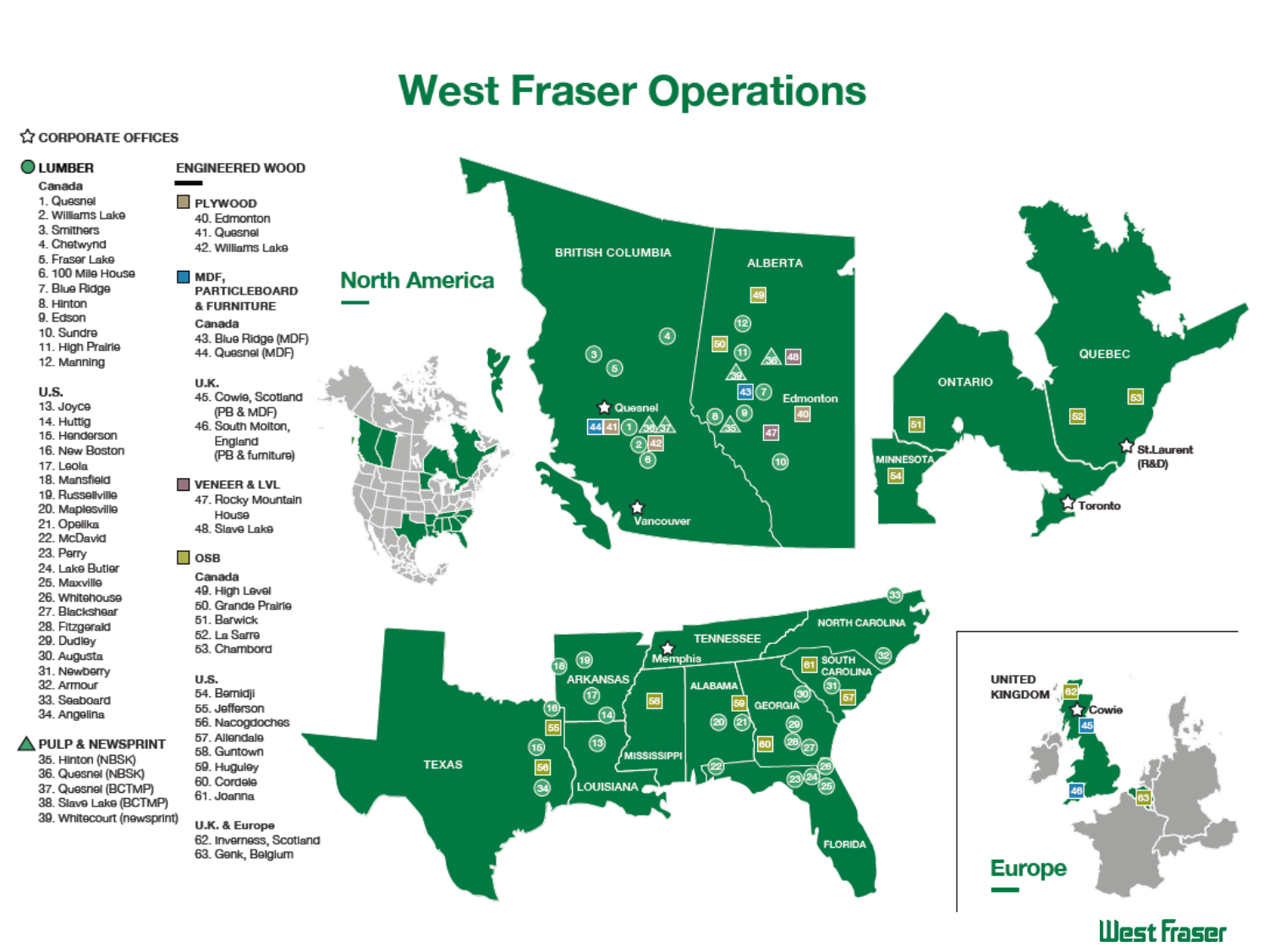# West Fraser Operations

☆ CORPORATE OFFICES

## LUMBER

**Canada**

1. Quesnel
2. Williams Lake
3. Smithers
4. Chetwynd
5. Fraser Lake
6. 100 Mile House
7. Blue Ridge
8. Hinton
9. Edson
10. Sundre
11. High Prairie
12. Manning

**U.S.**

13. Joyce
14. Huttig
15. Henderson
16. New Boston
17. Leola
18. Mansfield
19. Russellville
20. Maplesville
21. Opelika
22. McDavid
23. Perry
24. Lake Butler
25. Maxville
26. Whitehouse
27. Blackshear
28. Fitzgerald
29. Dudley
30. Augusta
31. Newberry
32. Armour
33. Seaboard
34. Angelina

## PULP & NEWSPRINT

35. Hinton (NBSK)
36. Quesnel (NBSK)
37. Quesnel (BCTMP)
38. Slave Lake (BCTMP)
39. Whitecourt (newsprint)

## ENGINEERED WOOD

### PLYWOOD

40. Edmonton
41. Quesnel
42. Williams Lake

### MDF, PARTICLEBOARD & FURNITURE

**Canada**

43. Blue Ridge (MDF)
44. Quesnel (MDF)

**U.K.**

45. Cowie, Scotland (PB & MDF)
46. South Molton, England (PB & furniture)

### VENEER & LVL

47. Rocky Mountain House
48. Slave Lake

### OSB

**Canada**

49. High Level
50. Grande Prairie
51. Barwick
52. La Sarre
53. Chambord

**U.S.**

54. Bemidji
55. Jefferson
56. Nacogdoches
57. Allendale
58. Guntown
59. Huguley
60. Cordele
61. Joanna

**U.K. & Europe**

62. Inverness, Scotland
63. Genk, Belgium

## North America

BRITISH COLUMBIA, ALBERTA, ONTARIO, QUEBEC, MINNESOTA, TEXAS, ARKANSAS, LOUISIANA, MISSISSIPPI, TENNESSEE, ALABAMA, GEORGIA, NORTH CAROLINA, SOUTH CAROLINA, FLORIDA

Corporate offices: Quesnel, Vancouver, Edmonton, Toronto, St.Laurent (R&D), Memphis

## Europe

UNITED KINGDOM — Cowie

West Fraser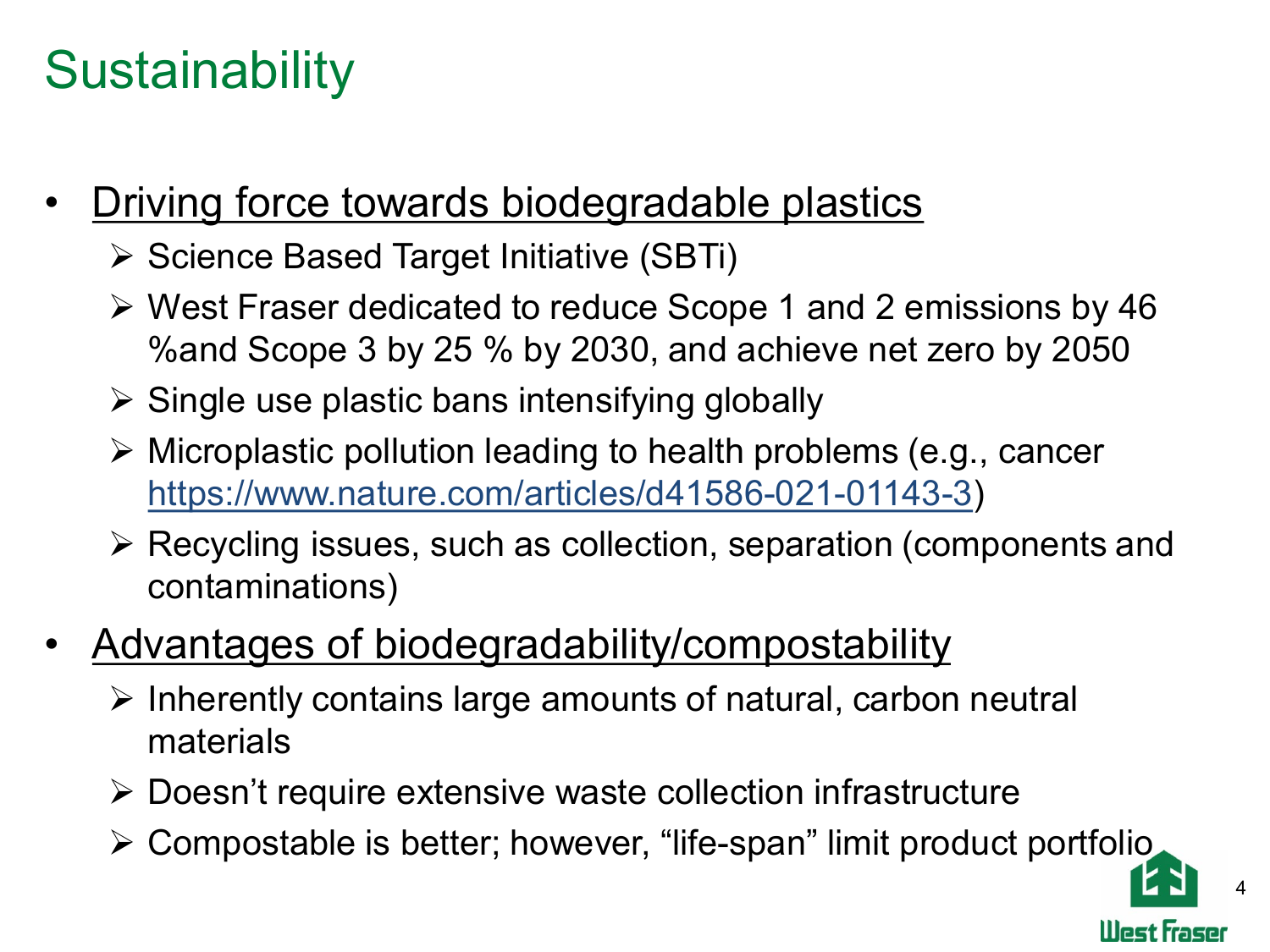# Sustainability

- <u>Driving force towards biodegradable plastics</u>
  - Science Based Target Initiative (SBTi)
  - West Fraser dedicated to reduce Scope 1 and 2 emissions by 46 %and Scope 3 by 25 % by 2030, and achieve net zero by 2050
  - Single use plastic bans intensifying globally
  - Microplastic pollution leading to health problems (e.g., cancer https://www.nature.com/articles/d41586-021-01143-3)
  - Recycling issues, such as collection, separation (components and contaminations)
- <u>Advantages of biodegradability/compostability</u>
  - Inherently contains large amounts of natural, carbon neutral materials
  - Doesn't require extensive waste collection infrastructure
  - Compostable is better; however, "life-span" limit product portfolio

West Fraser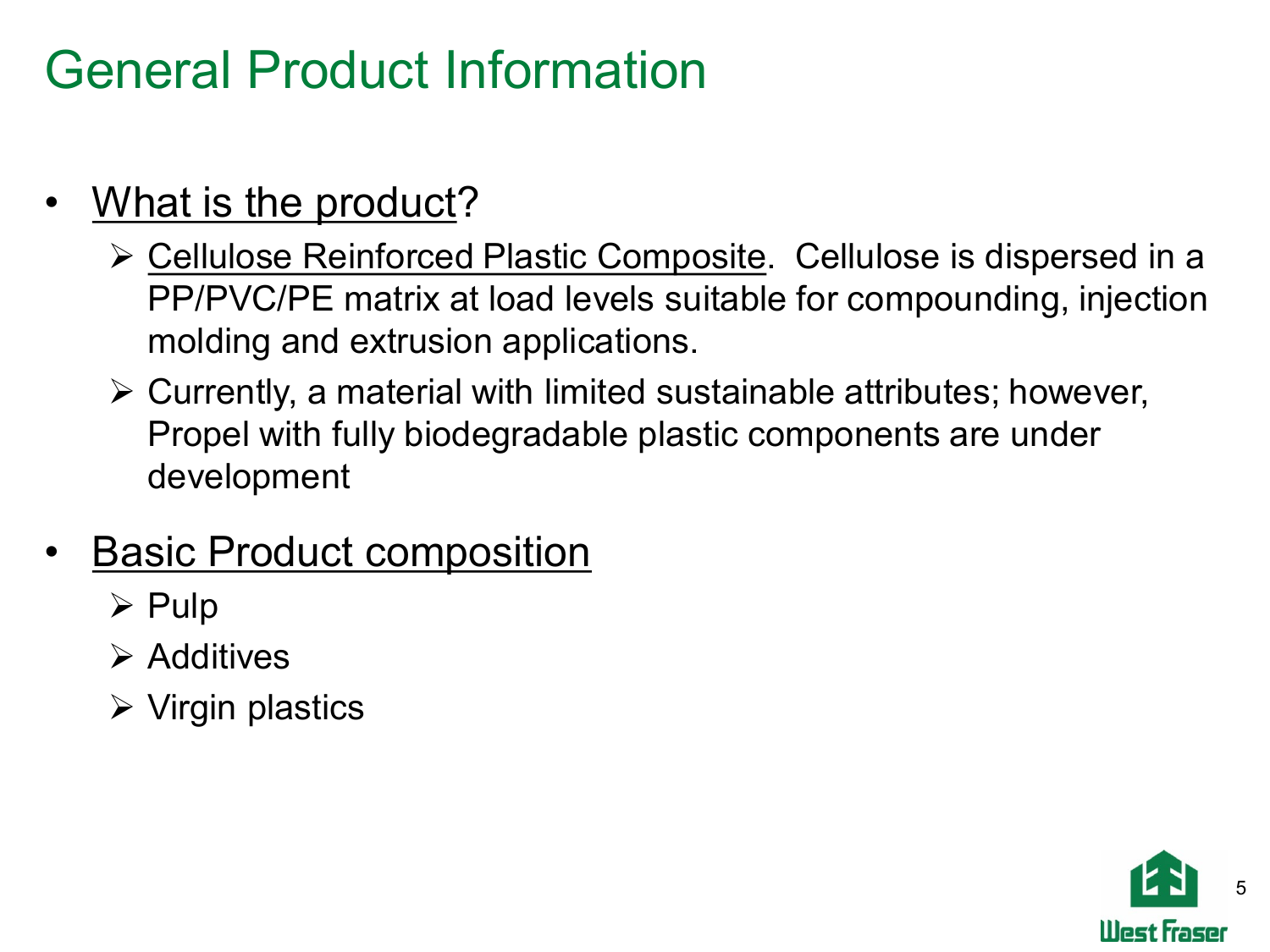# General Product Information

- <u>What is the product</u>?
  - <u>Cellulose Reinforced Plastic Composite</u>. Cellulose is dispersed in a PP/PVC/PE matrix at load levels suitable for compounding, injection molding and extrusion applications.
  - Currently, a material with limited sustainable attributes; however, Propel with fully biodegradable plastic components are under development
- <u>Basic Product composition</u>
  - Pulp
  - Additives
  - Virgin plastics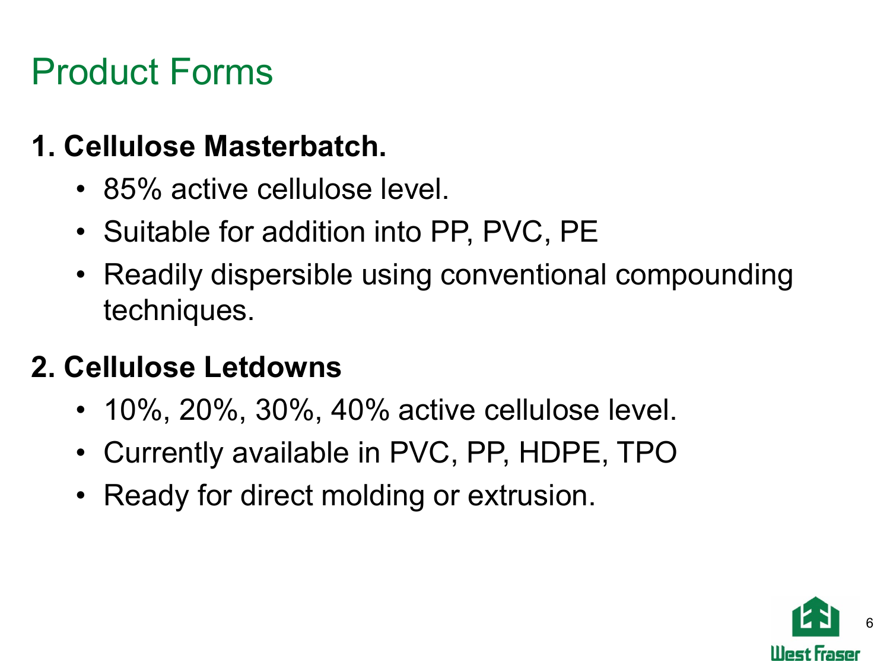# Product Forms

**1. Cellulose Masterbatch.**

- 85% active cellulose level.
- Suitable for addition into PP, PVC, PE
- Readily dispersible using conventional compounding techniques.

**2. Cellulose Letdowns**

- 10%, 20%, 30%, 40% active cellulose level.
- Currently available in PVC, PP, HDPE, TPO
- Ready for direct molding or extrusion.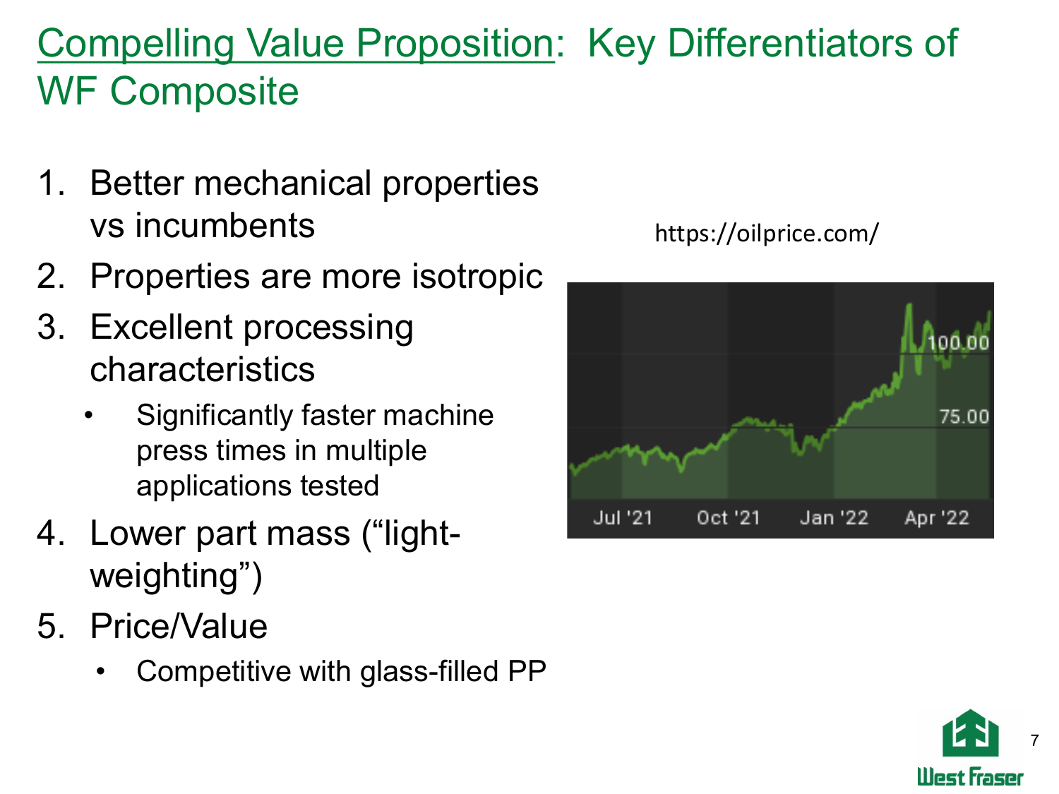# Compelling Value Proposition: Key Differentiators of WF Composite

1. Better mechanical properties vs incumbents
2. Properties are more isotropic
3. Excellent processing characteristics
   - Significantly faster machine press times in multiple applications tested
4. Lower part mass ("light-weighting")
5. Price/Value
   - Competitive with glass-filled PP

https://oilprice.com/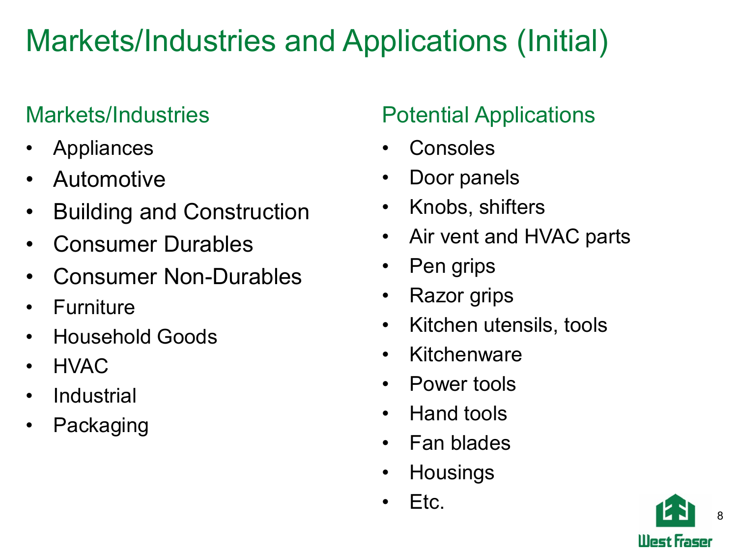# Markets/Industries and Applications (Initial)

## Markets/Industries

- Appliances
- Automotive
- Building and Construction
- Consumer Durables
- Consumer Non-Durables
- Furniture
- Household Goods
- HVAC
- Industrial
- Packaging

## Potential Applications

- Consoles
- Door panels
- Knobs, shifters
- Air vent and HVAC parts
- Pen grips
- Razor grips
- Kitchen utensils, tools
- Kitchenware
- Power tools
- Hand tools
- Fan blades
- Housings
- Etc.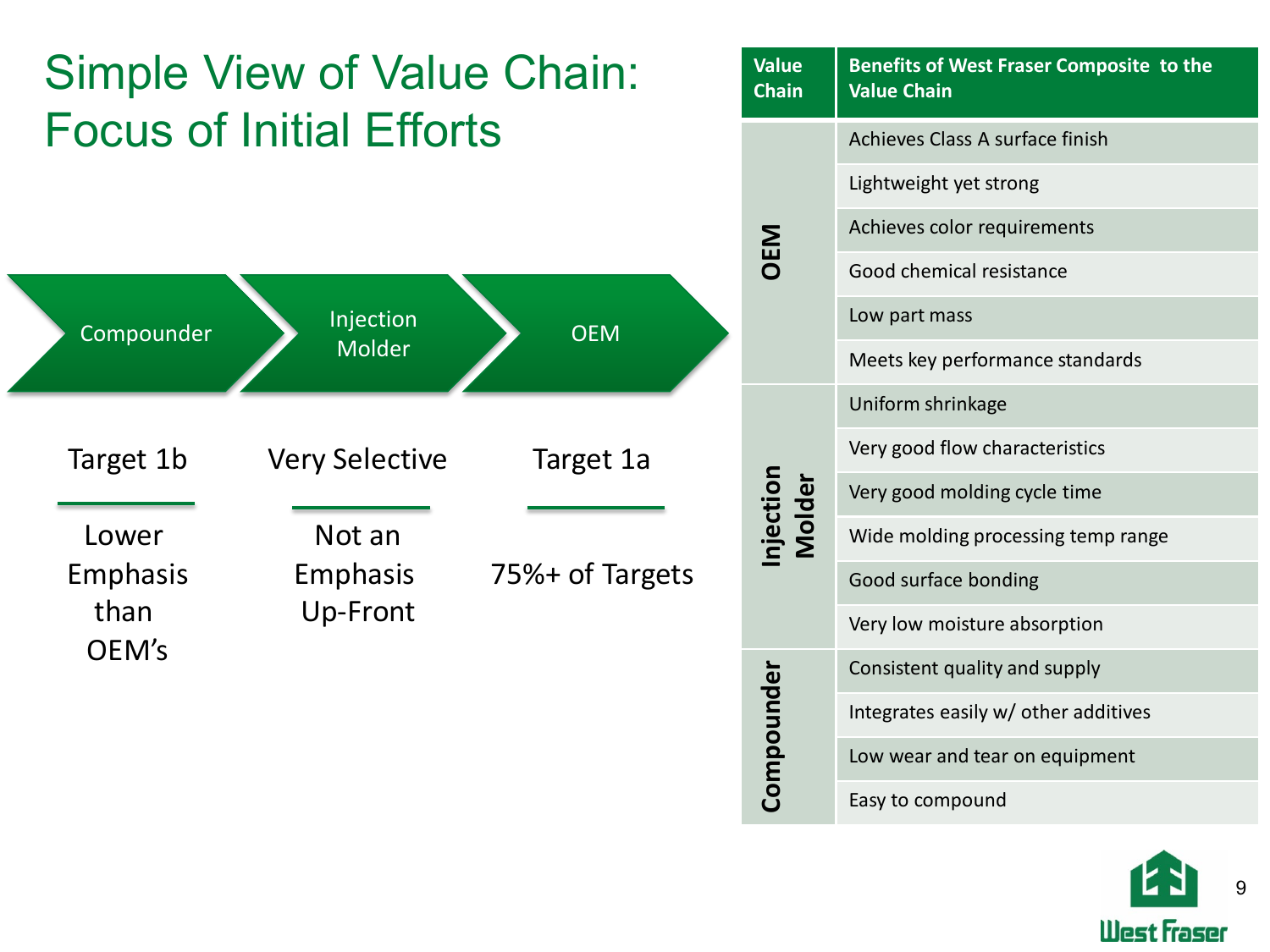# Simple View of Value Chain: Focus of Initial Efforts

Compounder → Injection Molder → OEM

| Compounder | Injection Molder | OEM |
|---|---|---|
| Target 1b | Very Selective | Target 1a |
| Lower Emphasis than OEM's | Not an Emphasis Up-Front | 75%+ of Targets |

| Value Chain | Benefits of West Fraser Composite to the Value Chain |
|---|---|
| OEM | Achieves Class A surface finish |
| | Lightweight yet strong |
| | Achieves color requirements |
| | Good chemical resistance |
| | Low part mass |
| | Meets key performance standards |
| Injection Molder | Uniform shrinkage |
| | Very good flow characteristics |
| | Very good molding cycle time |
| | Wide molding processing temp range |
| | Good surface bonding |
| | Very low moisture absorption |
| Compounder | Consistent quality and supply |
| | Integrates easily w/ other additives |
| | Low wear and tear on equipment |
| | Easy to compound |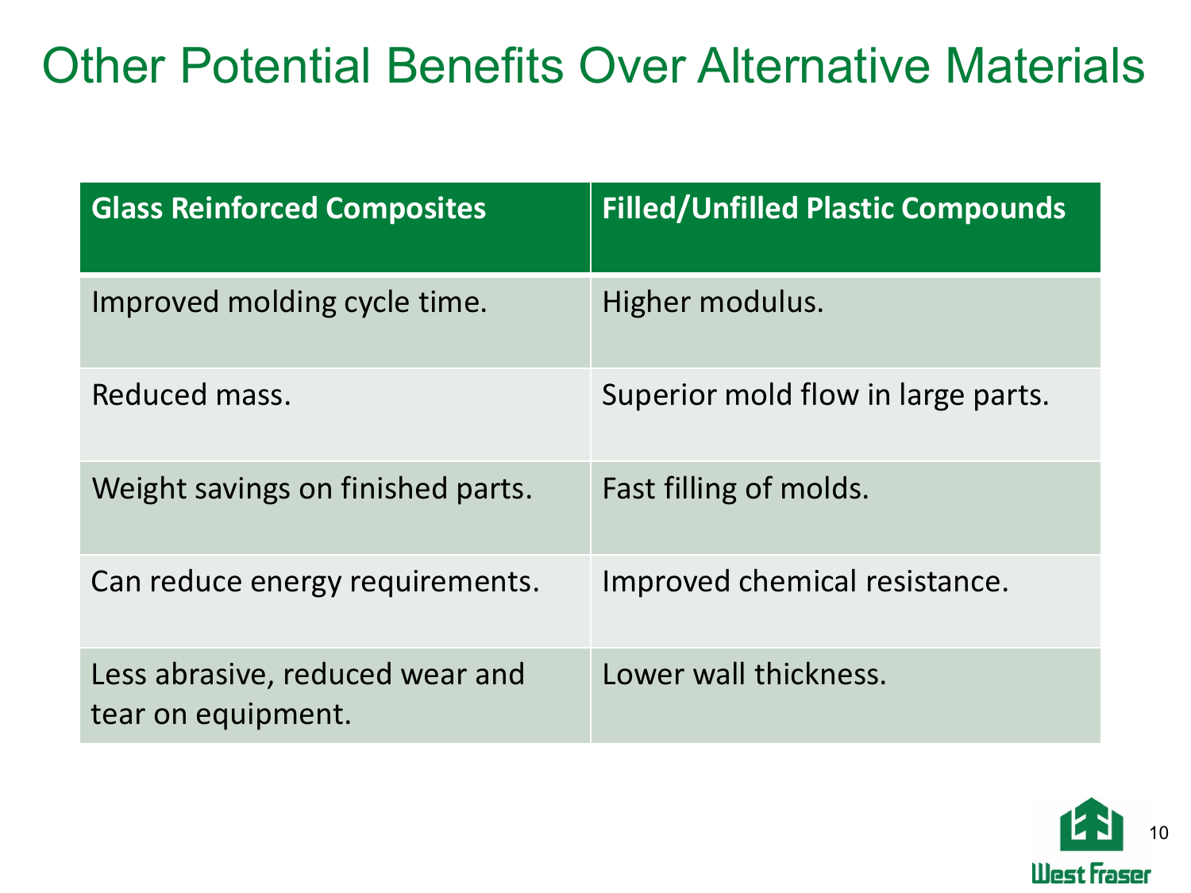# Other Potential Benefits Over Alternative Materials

| Glass Reinforced Composites | Filled/Unfilled Plastic Compounds |
| --- | --- |
| Improved molding cycle time. | Higher modulus. |
| Reduced mass. | Superior mold flow in large parts. |
| Weight savings on finished parts. | Fast filling of molds. |
| Can reduce energy requirements. | Improved chemical resistance. |
| Less abrasive, reduced wear and tear on equipment. | Lower wall thickness. |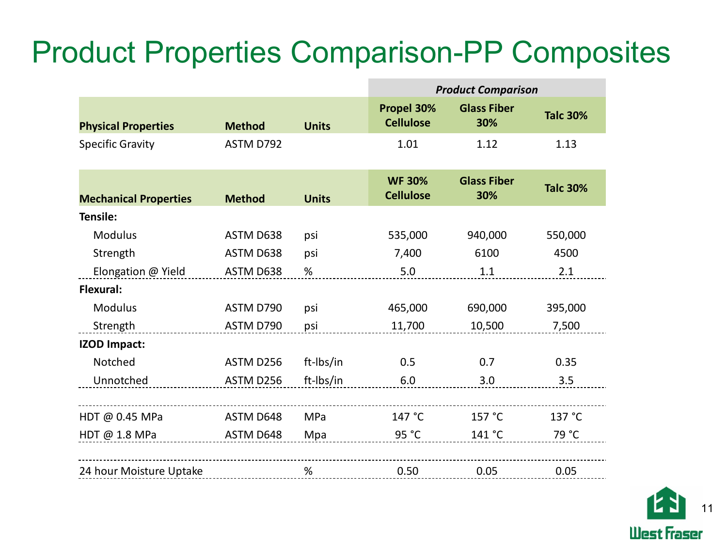# Product Properties Comparison-PP Composites

| | | | *Product Comparison* | | |
|---|---|---|---|---|---|
| **Physical Properties** | **Method** | **Units** | **Propel 30% Cellulose** | **Glass Fiber 30%** | **Talc 30%** |
| Specific Gravity | ASTM D792 | | 1.01 | 1.12 | 1.13 |

| **Mechanical Properties** | **Method** | **Units** | **WF 30% Cellulose** | **Glass Fiber 30%** | **Talc 30%** |
|---|---|---|---|---|---|
| **Tensile:** | | | | | |
| Modulus | ASTM D638 | psi | 535,000 | 940,000 | 550,000 |
| Strength | ASTM D638 | psi | 7,400 | 6100 | 4500 |
| Elongation @ Yield | ASTM D638 | % | 5.0 | 1.1 | 2.1 |
| **Flexural:** | | | | | |
| Modulus | ASTM D790 | psi | 465,000 | 690,000 | 395,000 |
| Strength | ASTM D790 | psi | 11,700 | 10,500 | 7,500 |
| **IZOD Impact:** | | | | | |
| Notched | ASTM D256 | ft-lbs/in | 0.5 | 0.7 | 0.35 |
| Unnotched | ASTM D256 | ft-lbs/in | 6.0 | 3.0 | 3.5 |
| HDT @ 0.45 MPa | ASTM D648 | MPa | 147 °C | 157 °C | 137 °C |
| HDT @ 1.8 MPa | ASTM D648 | Mpa | 95 °C | 141 °C | 79 °C |
| 24 hour Moisture Uptake | | % | 0.50 | 0.05 | 0.05 |

West Fraser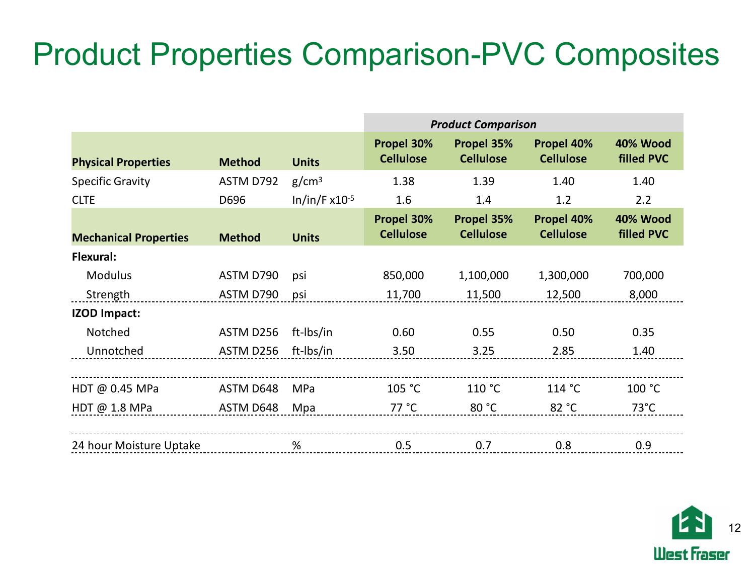# Product Properties Comparison-PVC Composites

| | | | *Product Comparison* | | | |
|---|---|---|---|---|---|---|
| **Physical Properties** | **Method** | **Units** | **Propel 30% Cellulose** | **Propel 35% Cellulose** | **Propel 40% Cellulose** | **40% Wood filled PVC** |
| Specific Gravity | ASTM D792 | $g/cm^3$ | 1.38 | 1.39 | 1.40 | 1.40 |
| CLTE | D696 | In/in/F $x10^{-5}$ | 1.6 | 1.4 | 1.2 | 2.2 |
| **Mechanical Properties** | **Method** | **Units** | **Propel 30% Cellulose** | **Propel 35% Cellulose** | **Propel 40% Cellulose** | **40% Wood filled PVC** |
| **Flexural:** | | | | | | |
| Modulus | ASTM D790 | psi | 850,000 | 1,100,000 | 1,300,000 | 700,000 |
| Strength | ASTM D790 | psi | 11,700 | 11,500 | 12,500 | 8,000 |
| **IZOD Impact:** | | | | | | |
| Notched | ASTM D256 | ft-lbs/in | 0.60 | 0.55 | 0.50 | 0.35 |
| Unnotched | ASTM D256 | ft-lbs/in | 3.50 | 3.25 | 2.85 | 1.40 |
| HDT @ 0.45 MPa | ASTM D648 | MPa | 105 °C | 110 °C | 114 °C | 100 °C |
| HDT @ 1.8 MPa | ASTM D648 | Mpa | 77 °C | 80 °C | 82 °C | 73°C |
| 24 hour Moisture Uptake | | % | 0.5 | 0.7 | 0.8 | 0.9 |

West Fraser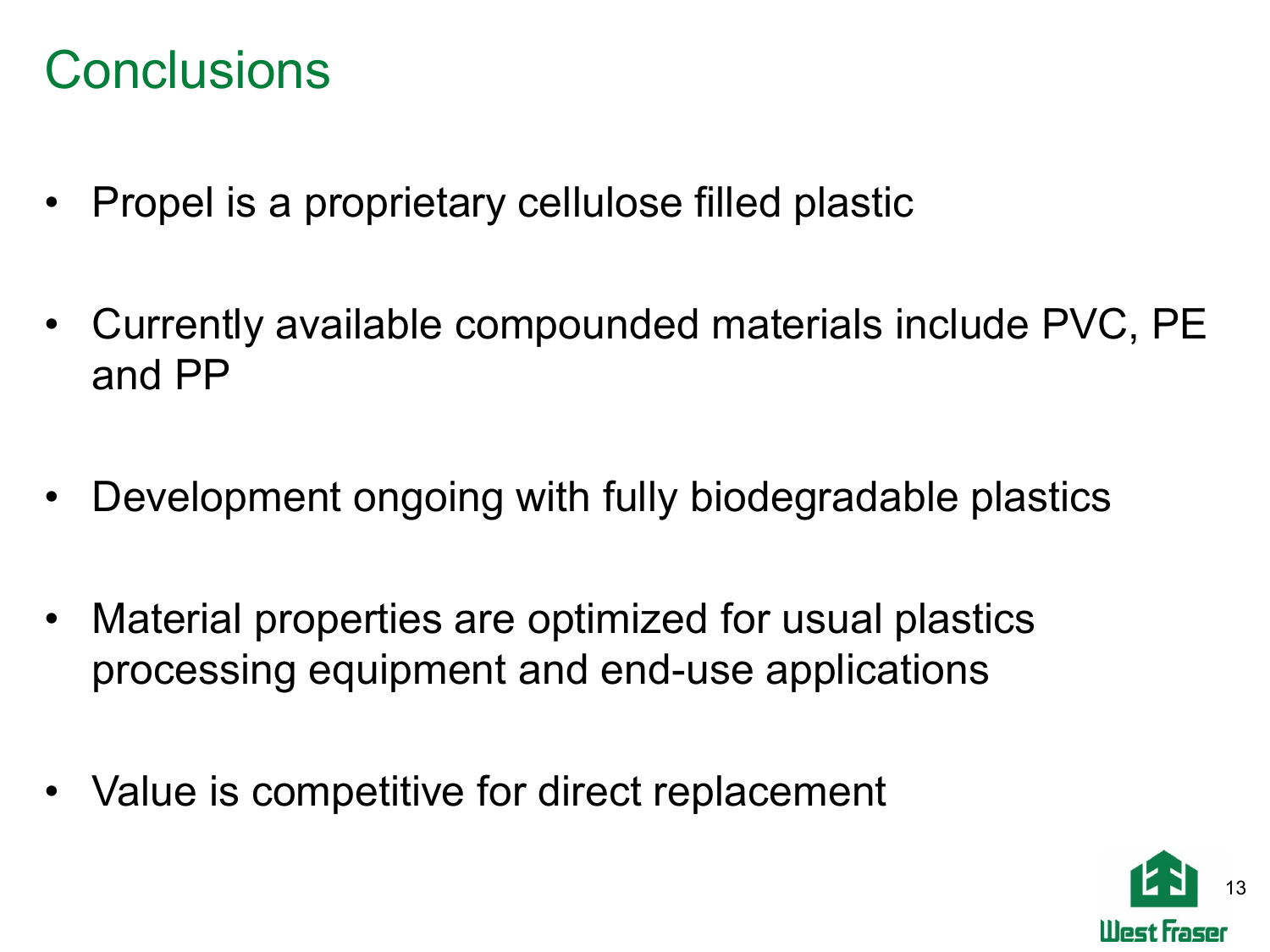# Conclusions

- Propel is a proprietary cellulose filled plastic
- Currently available compounded materials include PVC, PE and PP
- Development ongoing with fully biodegradable plastics
- Material properties are optimized for usual plastics processing equipment and end-use applications
- Value is competitive for direct replacement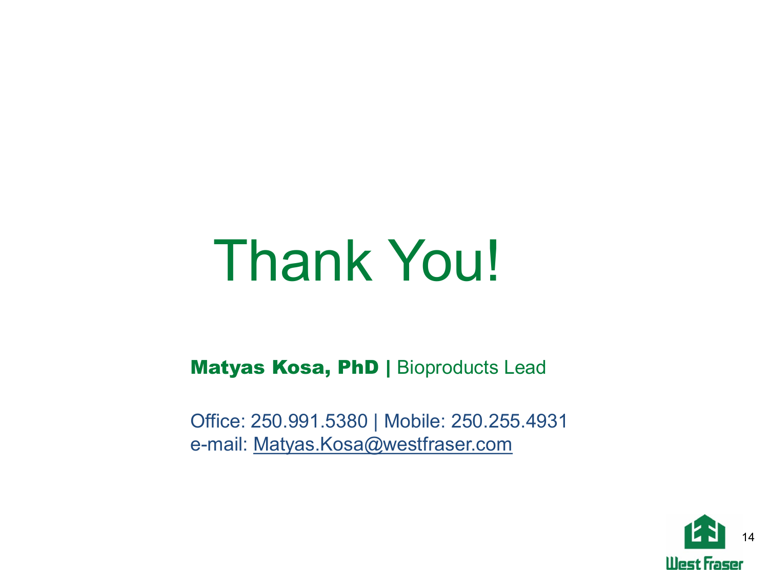# Thank You!

**Matyas Kosa, PhD |** Bioproducts Lead

Office: 250.991.5380 | Mobile: 250.255.4931
e-mail: Matyas.Kosa@westfraser.com

West Fraser